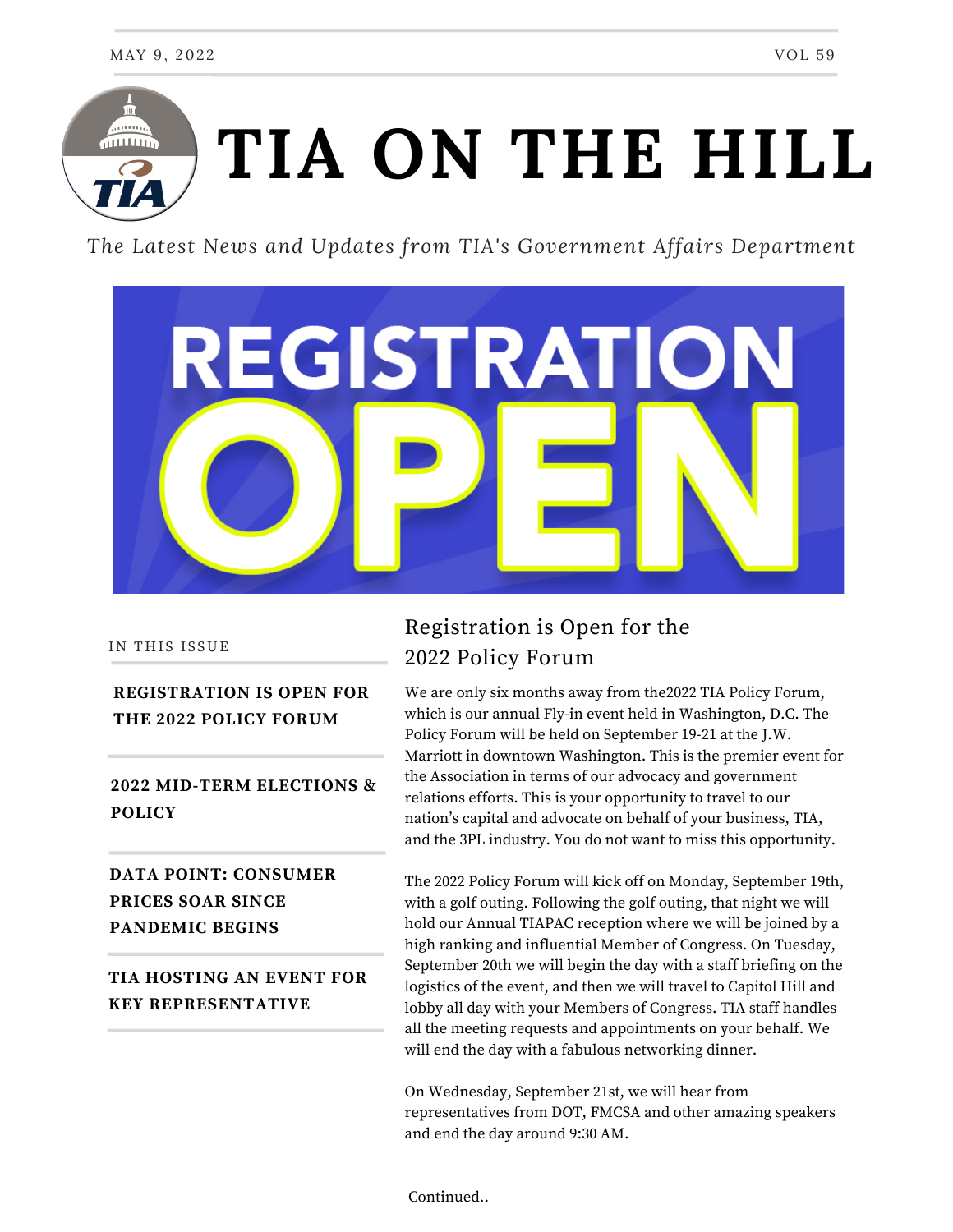MAY 9, 2022 VOL 59

# TIA ON THE HILL

*The Latest News and Updates from TIA's Government Affairs Department*

REGISTRATION OPEN

IN THIS ISSUE

- **REGISTRATION IS OPEN FOR THE 2022 POLICY FORUM**
- **2022 MID-TERM ELECTIONS & POLICY**
- **DATA POINT: CONSUMER PRICES SOAR SINCE PANDEMIC BEGINS**
- **TIA HOSTING AN EVENT FOR KEY REPRESENTATIVE**

## Registration is Open for the 2022 Policy Forum

We are only six months away from the2022 TIA Policy Forum, which is our annual Fly-in event held in Washington, D.C. The Policy Forum will be held on September 19-21 at the J.W. Marriott in downtown Washington. This is the premier event for the Association in terms of our advocacy and government relations efforts. This is your opportunity to travel to our nation's capital and advocate on behalf of your business, TIA, and the 3PL industry. You do not want to miss this opportunity.

The 2022 Policy Forum will kick off on Monday, September 19th, with a golf outing. Following the golf outing, that night we will hold our Annual TIAPAC reception where we will be joined by a high ranking and influential Member of Congress. On Tuesday, September 20th we will begin the day with a staff briefing on the logistics of the event, and then we will travel to Capitol Hill and lobby all day with your Members of Congress. TIA staff handles all the meeting requests and appointments on your behalf. We will end the day with a fabulous networking dinner.

On Wednesday, September 21st, we will hear from representatives from DOT, FMCSA and other amazing speakers and end the day around 9:30 AM.

Continued..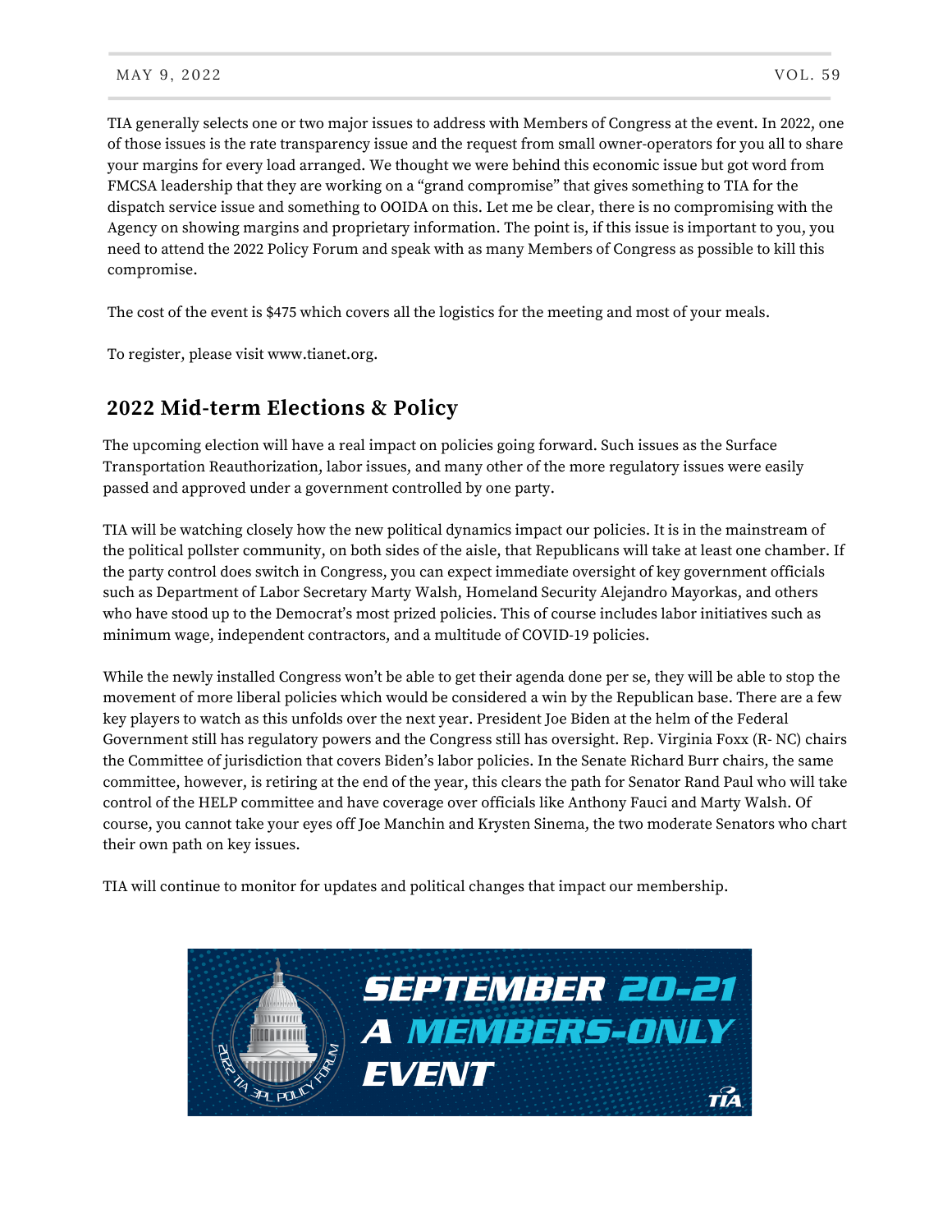TIA generally selects one or two major issues to address with Members of Congress at the event. In 2022, one of those issues is the rate transparency issue and the request from small owner-operators for you all to share your margins for every load arranged. We thought we were behind this economic issue but got word from FMCSA leadership that they are working on a "grand compromise" that gives something to TIA for the dispatch service issue and something to OOIDA on this. Let me be clear, there is no compromising with the Agency on showing margins and proprietary information. The point is, if this issue is important to you, you need to attend the 2022 Policy Forum and speak with as many Members of Congress as possible to kill this compromise.

The cost of the event is $475 which covers all the logistics for the meeting and most of your meals.

To register, please visit www.tianet.org.

## 2022 Mid-term Elections & Policy

The upcoming election will have a real impact on policies going forward. Such issues as the Surface Transportation Reauthorization, labor issues, and many other of the more regulatory issues were easily passed and approved under a government controlled by one party.

TIA will be watching closely how the new political dynamics impact our policies. It is in the mainstream of the political pollster community, on both sides of the aisle, that Republicans will take at least one chamber. If the party control does switch in Congress, you can expect immediate oversight of key government officials such as Department of Labor Secretary Marty Walsh, Homeland Security Alejandro Mayorkas, and others who have stood up to the Democrat's most prized policies. This of course includes labor initiatives such as minimum wage, independent contractors, and a multitude of COVID-19 policies.

While the newly installed Congress won't be able to get their agenda done per se, they will be able to stop the movement of more liberal policies which would be considered a win by the Republican base. There are a few key players to watch as this unfolds over the next year. President Joe Biden at the helm of the Federal Government still has regulatory powers and the Congress still has oversight. Rep. Virginia Foxx (R- NC) chairs the Committee of jurisdiction that covers Biden's labor policies. In the Senate Richard Burr chairs, the same committee, however, is retiring at the end of the year, this clears the path for Senator Rand Paul who will take control of the HELP committee and have coverage over officials like Anthony Fauci and Marty Walsh. Of course, you cannot take your eyes off Joe Manchin and Krysten Sinema, the two moderate Senators who chart their own path on key issues.

TIA will continue to monitor for updates and political changes that impact our membership.

2022 TIA 3PL POLICY FORUM

SEPTEMBER 20-21
A MEMBERS-ONLY EVENT

TIA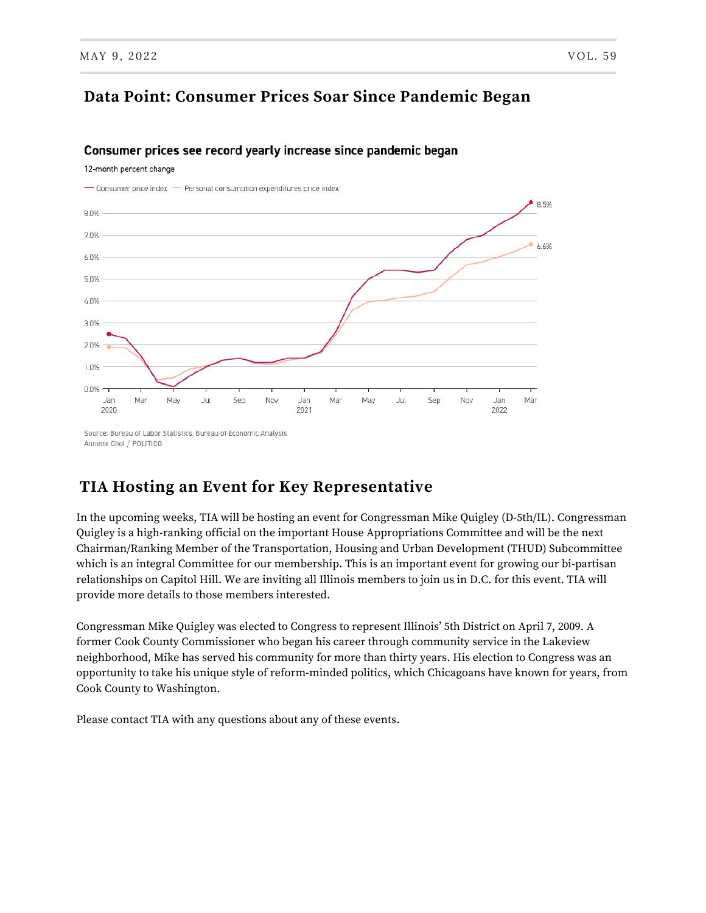## Data Point: Consumer Prices Soar Since Pandemic Began

**Consumer prices see record yearly increase since pandemic began**

12-month percent change

— Consumer price index — Personal consumption expenditures price index

8.5%

6.6%

8.0%
7.0%
6.0%
5.0%
4.0%
3.0%
2.0%
1.0%
0.0%

Jan 2020, Mar, May, Jul, Sep, Nov, Jan 2021, Mar, May, Jul, Sep, Nov, Jan 2022, Mar

Source: Bureau of Labor Statistics, Bureau of Economic Analysis
Annette Choi / POLITICO

## TIA Hosting an Event for Key Representative

In the upcoming weeks, TIA will be hosting an event for Congressman Mike Quigley (D-5th/IL). Congressman Quigley is a high-ranking official on the important House Appropriations Committee and will be the next Chairman/Ranking Member of the Transportation, Housing and Urban Development (THUD) Subcommittee which is an integral Committee for our membership. This is an important event for growing our bi-partisan relationships on Capitol Hill. We are inviting all Illinois members to join us in D.C. for this event. TIA will provide more details to those members interested.

Congressman Mike Quigley was elected to Congress to represent Illinois' 5th District on April 7, 2009. A former Cook County Commissioner who began his career through community service in the Lakeview neighborhood, Mike has served his community for more than thirty years. His election to Congress was an opportunity to take his unique style of reform-minded politics, which Chicagoans have known for years, from Cook County to Washington.

Please contact TIA with any questions about any of these events.